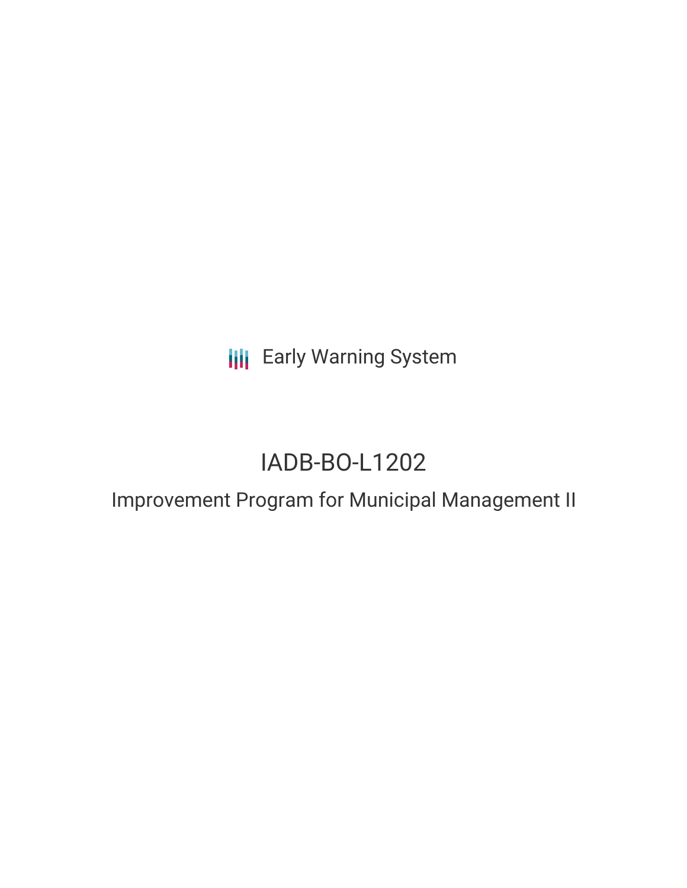Early Warning System

# IADB-BO-L1202

## Improvement Program for Municipal Management II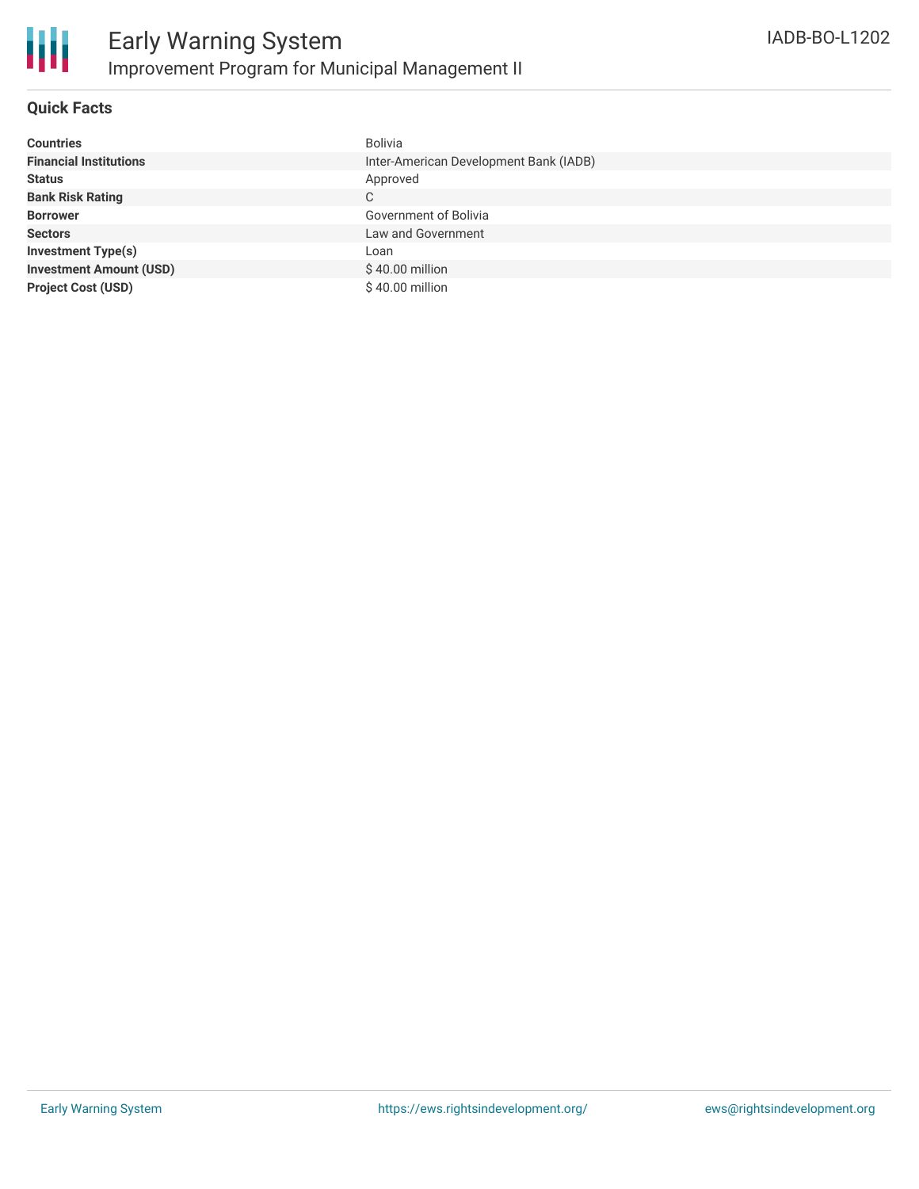# Early Warning System

## Improvement Program for Municipal Management II

IADB-BO-L1202

### Quick Facts

| | |
|---|---|
| **Countries** | Bolivia |
| **Financial Institutions** | Inter-American Development Bank (IADB) |
| **Status** | Approved |
| **Bank Risk Rating** | C |
| **Borrower** | Government of Bolivia |
| **Sectors** | Law and Government |
| **Investment Type(s)** | Loan |
| **Investment Amount (USD)** | $ 40.00 million |
| **Project Cost (USD)** | $ 40.00 million |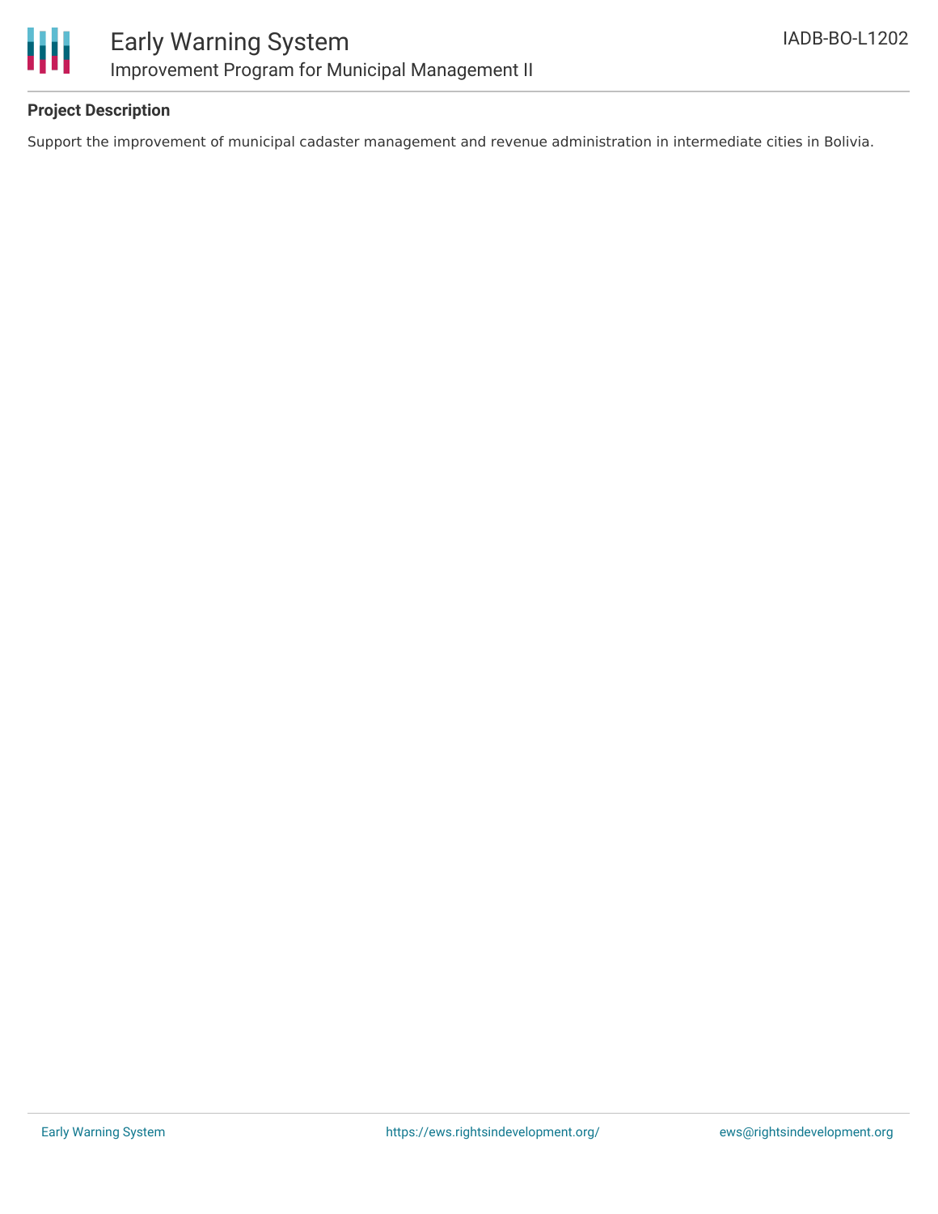**Project Description**

Support the improvement of municipal cadaster management and revenue administration in intermediate cities in Bolivia.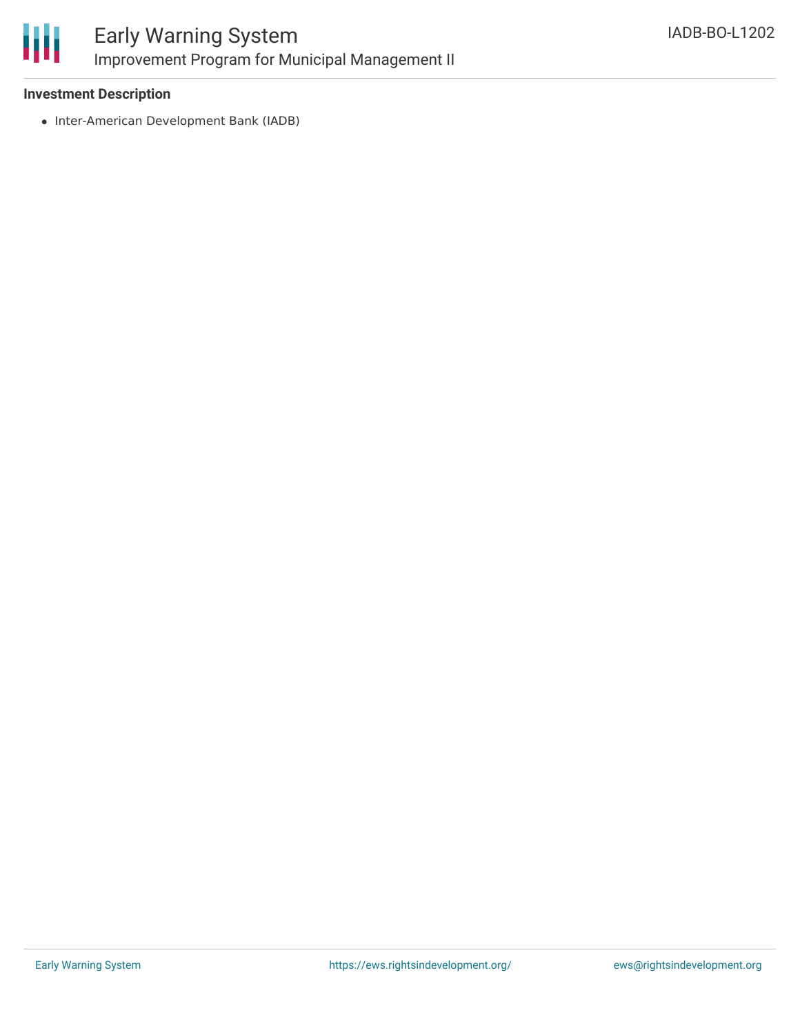### Investment Description

- Inter-American Development Bank (IADB)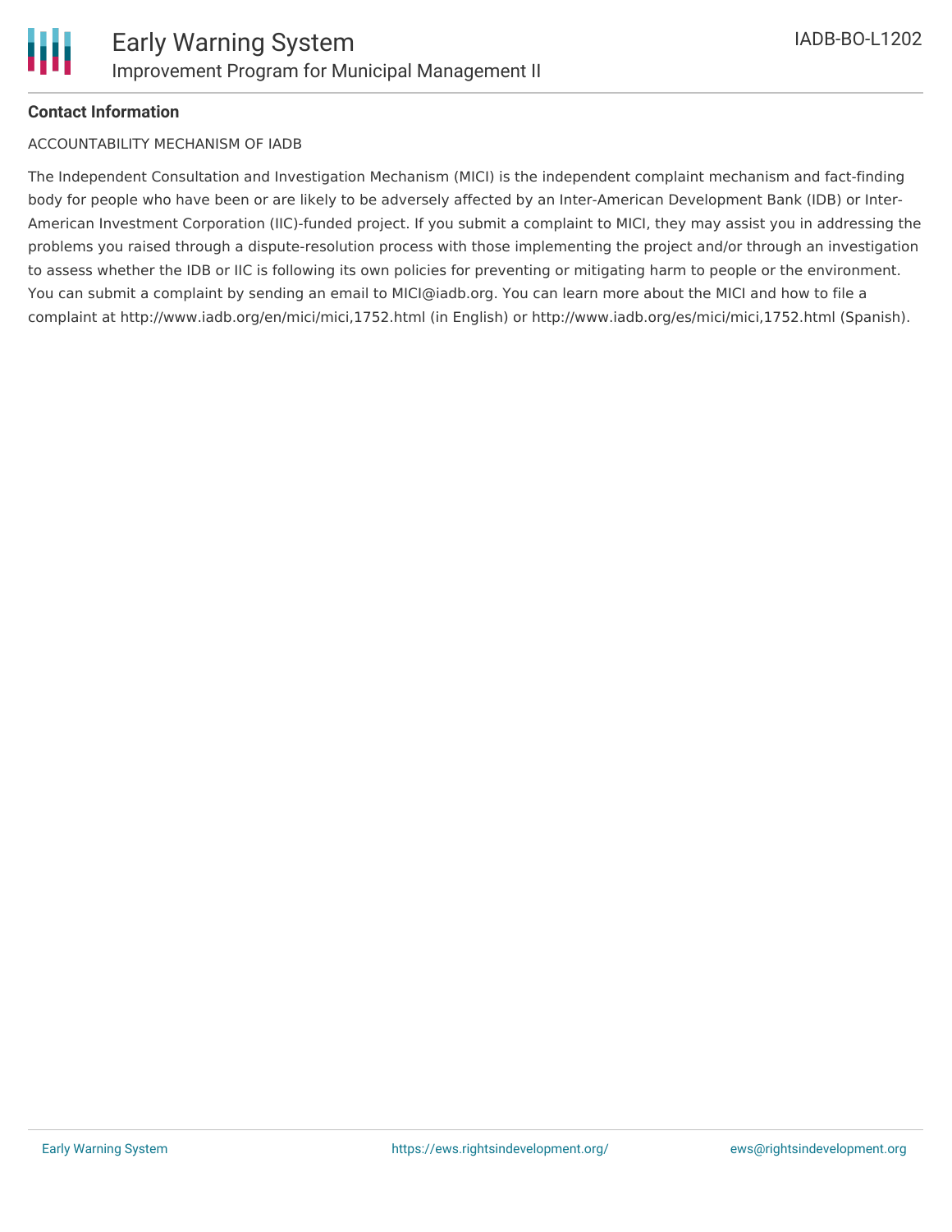**Contact Information**

ACCOUNTABILITY MECHANISM OF IADB

The Independent Consultation and Investigation Mechanism (MICI) is the independent complaint mechanism and fact-finding body for people who have been or are likely to be adversely affected by an Inter-American Development Bank (IDB) or Inter-American Investment Corporation (IIC)-funded project. If you submit a complaint to MICI, they may assist you in addressing the problems you raised through a dispute-resolution process with those implementing the project and/or through an investigation to assess whether the IDB or IIC is following its own policies for preventing or mitigating harm to people or the environment. You can submit a complaint by sending an email to MICI@iadb.org. You can learn more about the MICI and how to file a complaint at http://www.iadb.org/en/mici/mici,1752.html (in English) or http://www.iadb.org/es/mici/mici,1752.html (Spanish).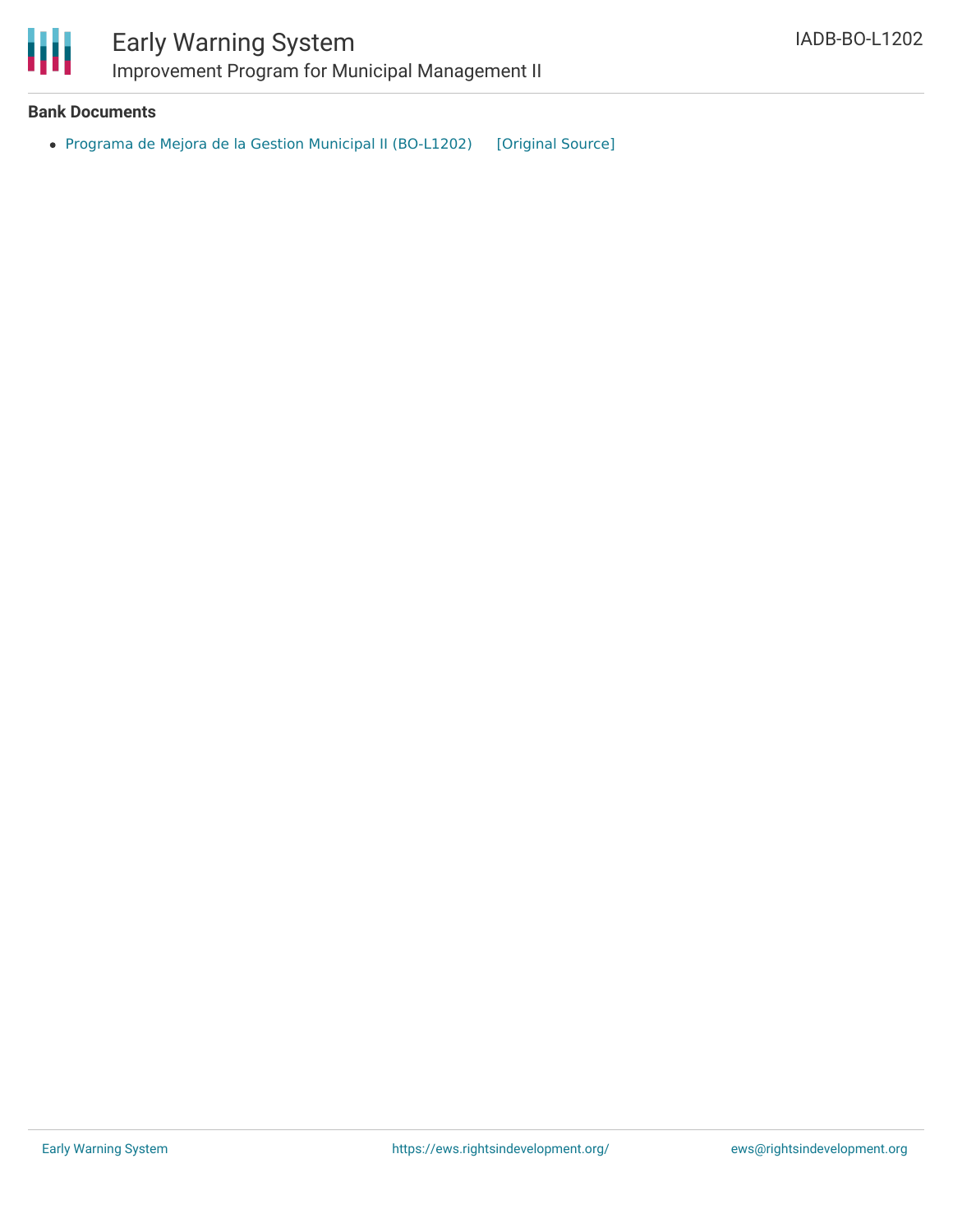**Bank Documents**

- Programa de Mejora de la Gestion Municipal II (BO-L1202) [Original Source]